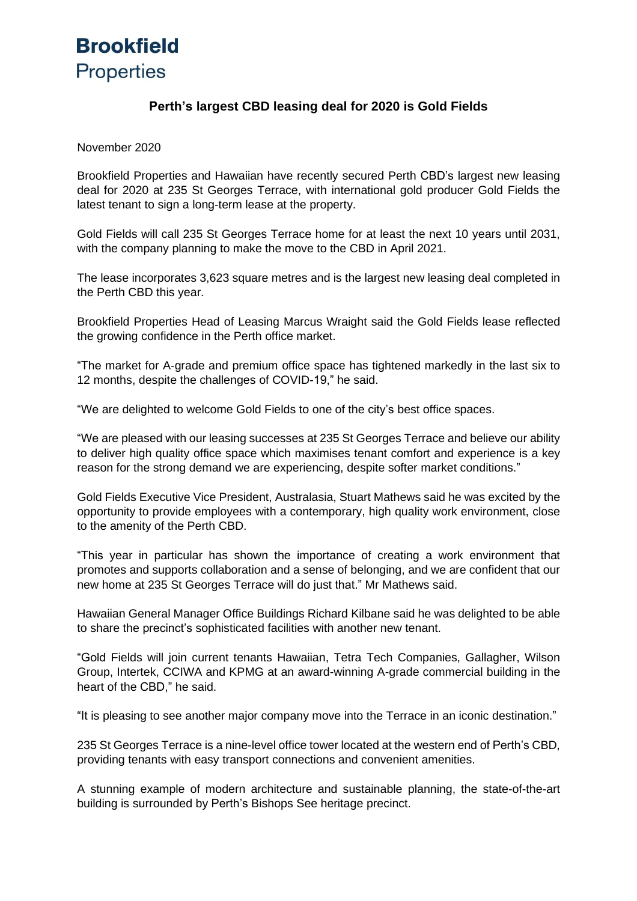**Brookfield**
Properties

# Perth's largest CBD leasing deal for 2020 is Gold Fields

November 2020

Brookfield Properties and Hawaiian have recently secured Perth CBD's largest new leasing deal for 2020 at 235 St Georges Terrace, with international gold producer Gold Fields the latest tenant to sign a long-term lease at the property.

Gold Fields will call 235 St Georges Terrace home for at least the next 10 years until 2031, with the company planning to make the move to the CBD in April 2021.

The lease incorporates 3,623 square metres and is the largest new leasing deal completed in the Perth CBD this year.

Brookfield Properties Head of Leasing Marcus Wraight said the Gold Fields lease reflected the growing confidence in the Perth office market.

"The market for A-grade and premium office space has tightened markedly in the last six to 12 months, despite the challenges of COVID-19," he said.

"We are delighted to welcome Gold Fields to one of the city's best office spaces.

"We are pleased with our leasing successes at 235 St Georges Terrace and believe our ability to deliver high quality office space which maximises tenant comfort and experience is a key reason for the strong demand we are experiencing, despite softer market conditions."

Gold Fields Executive Vice President, Australasia, Stuart Mathews said he was excited by the opportunity to provide employees with a contemporary, high quality work environment, close to the amenity of the Perth CBD.

"This year in particular has shown the importance of creating a work environment that promotes and supports collaboration and a sense of belonging, and we are confident that our new home at 235 St Georges Terrace will do just that." Mr Mathews said.

Hawaiian General Manager Office Buildings Richard Kilbane said he was delighted to be able to share the precinct's sophisticated facilities with another new tenant.

"Gold Fields will join current tenants Hawaiian, Tetra Tech Companies, Gallagher, Wilson Group, Intertek, CCIWA and KPMG at an award-winning A-grade commercial building in the heart of the CBD," he said.

"It is pleasing to see another major company move into the Terrace in an iconic destination."

235 St Georges Terrace is a nine-level office tower located at the western end of Perth's CBD, providing tenants with easy transport connections and convenient amenities.

A stunning example of modern architecture and sustainable planning, the state-of-the-art building is surrounded by Perth's Bishops See heritage precinct.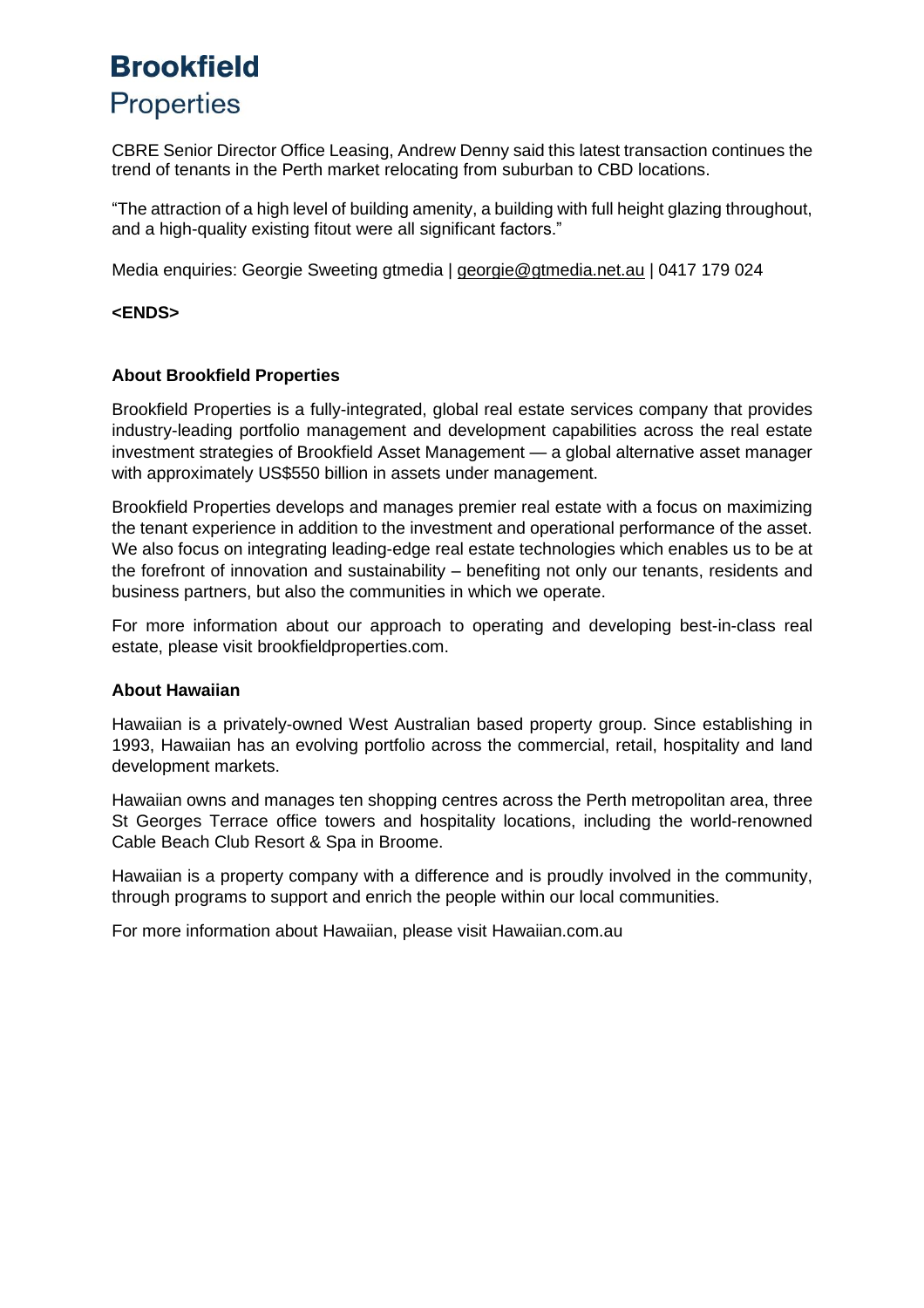CBRE Senior Director Office Leasing, Andrew Denny said this latest transaction continues the trend of tenants in the Perth market relocating from suburban to CBD locations.

"The attraction of a high level of building amenity, a building with full height glazing throughout, and a high-quality existing fitout were all significant factors."

Media enquiries: Georgie Sweeting gtmedia | georgie@gtmedia.net.au | 0417 179 024

**<ENDS>**

**About Brookfield Properties**

Brookfield Properties is a fully-integrated, global real estate services company that provides industry-leading portfolio management and development capabilities across the real estate investment strategies of Brookfield Asset Management — a global alternative asset manager with approximately US$550 billion in assets under management.

Brookfield Properties develops and manages premier real estate with a focus on maximizing the tenant experience in addition to the investment and operational performance of the asset. We also focus on integrating leading-edge real estate technologies which enables us to be at the forefront of innovation and sustainability – benefiting not only our tenants, residents and business partners, but also the communities in which we operate.

For more information about our approach to operating and developing best-in-class real estate, please visit brookfieldproperties.com.

**About Hawaiian**

Hawaiian is a privately-owned West Australian based property group. Since establishing in 1993, Hawaiian has an evolving portfolio across the commercial, retail, hospitality and land development markets.

Hawaiian owns and manages ten shopping centres across the Perth metropolitan area, three St Georges Terrace office towers and hospitality locations, including the world-renowned Cable Beach Club Resort & Spa in Broome.

Hawaiian is a property company with a difference and is proudly involved in the community, through programs to support and enrich the people within our local communities.

For more information about Hawaiian, please visit Hawaiian.com.au